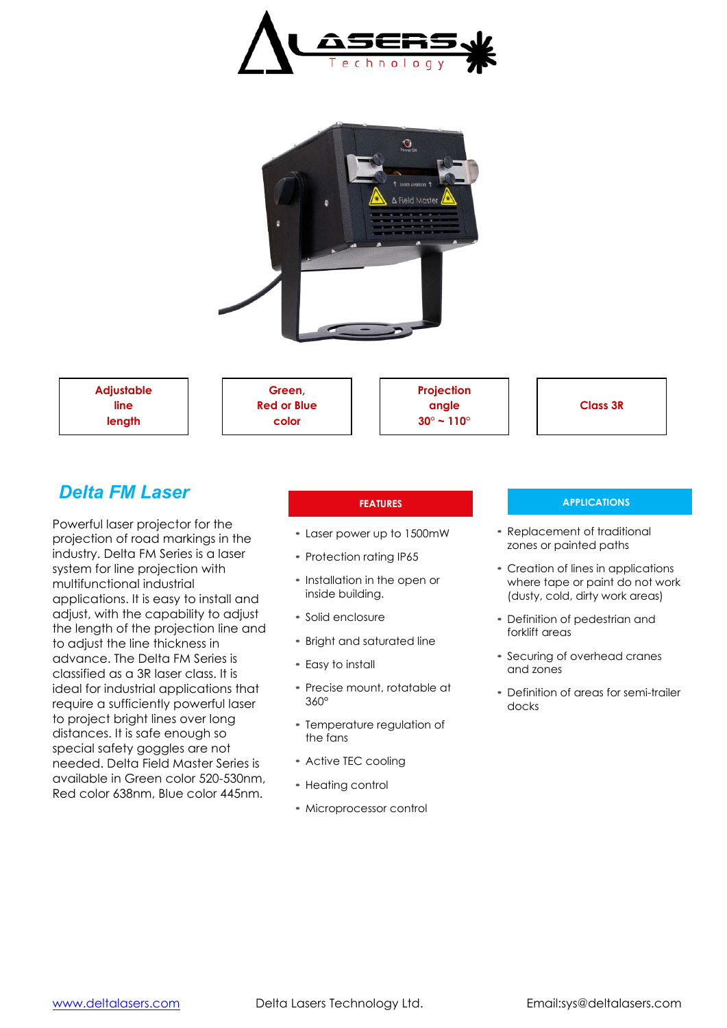| Adjustable line length | Green, Red or Blue color | Projection angle 30° ~ 110° | Class 3R |
|---|---|---|---|

## *Delta FM Laser*

Powerful laser projector for the projection of road markings in the industry. Delta FM Series is a laser system for line projection with multifunctional industrial applications. It is easy to install and adjust, with the capability to adjust the length of the projection line and to adjust the line thickness in advance. The Delta FM Series is classified as a 3R laser class. It is ideal for industrial applications that require a sufficiently powerful laser to project bright lines over long distances. It is safe enough so special safety goggles are not needed. Delta Field Master Series is available in Green color 520-530nm, Red color 638nm, Blue color 445nm.

### FEATURES

- Laser power up to 1500mW
- Protection rating IP65
- Installation in the open or inside building.
- Solid enclosure
- Bright and saturated line
- Easy to install
- Precise mount, rotatable at 360°
- Temperature regulation of the fans
- Active TEC cooling
- Heating control
- Microprocessor control

### APPLICATIONS

- Replacement of traditional zones or painted paths
- Creation of lines in applications where tape or paint do not work (dusty, cold, dirty work areas)
- Definition of pedestrian and forklift areas
- Securing of overhead cranes and zones
- Definition of areas for semi-trailer docks

www.deltalasers.com Delta Lasers Technology Ltd. Email:sys@deltalasers.com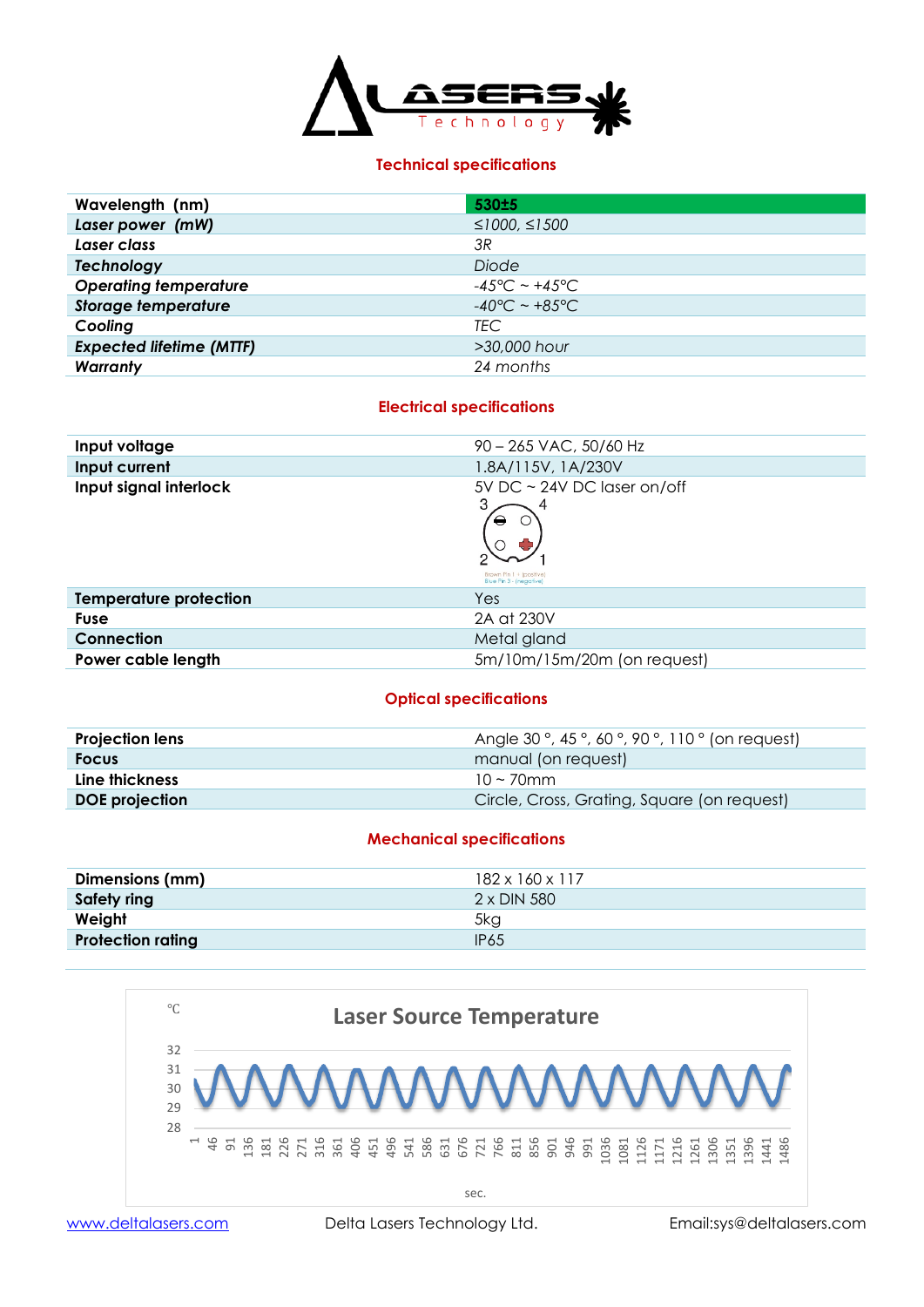## Technical specifications

| | |
|---|---|
| **Wavelength (nm)** | **530±5** |
| ***Laser power (mW)*** | *≤1000, ≤1500* |
| ***Laser class*** | *3R* |
| ***Technology*** | *Diode* |
| ***Operating temperature*** | *-45°C ~ +45°C* |
| ***Storage temperature*** | *-40°C ~ +85°C* |
| **Cooling** | *TEC* |
| ***Expected lifetime (MTTF)*** | *>30,000 hour* |
| ***Warranty*** | *24 months* |

## Electrical specifications

| | |
|---|---|
| **Input voltage** | 90 – 265 VAC, 50/60 Hz |
| **Input current** | 1.8A/115V, 1A/230V |
| **Input signal interlock** | 5V DC ~ 24V DC laser on/off<br>3 4<br>2 1<br>Brown Pin 1 - (positive)<br>Blue Pin 3 - (negative) |
| **Temperature protection** | Yes |
| **Fuse** | 2A at 230V |
| **Connection** | Metal gland |
| **Power cable length** | 5m/10m/15m/20m (on request) |

## Optical specifications

| | |
|---|---|
| **Projection lens** | Angle 30 °, 45 °, 60 °, 90 °, 110 ° (on request) |
| **Focus** | manual (on request) |
| **Line thickness** | 10 ~ 70mm |
| **DOE projection** | Circle, Cross, Grating, Square (on request) |

## Mechanical specifications

| | |
|---|---|
| **Dimensions (mm)** | 182 x 160 x 117 |
| **Safety ring** | 2 x DIN 580 |
| **Weight** | 5kg |
| **Protection rating** | IP65 |

**Laser Source Temperature**

℃

32
31
30
29
28

1 46 91 136 181 226 271 316 361 406 451 496 541 586 631 676 721 766 811 856 901 946 991 1036 1081 1126 1171 1216 1261 1306 1351 1396 1441 1486

sec.

www.deltalasers.com Delta Lasers Technology Ltd. Email:sys@deltalasers.com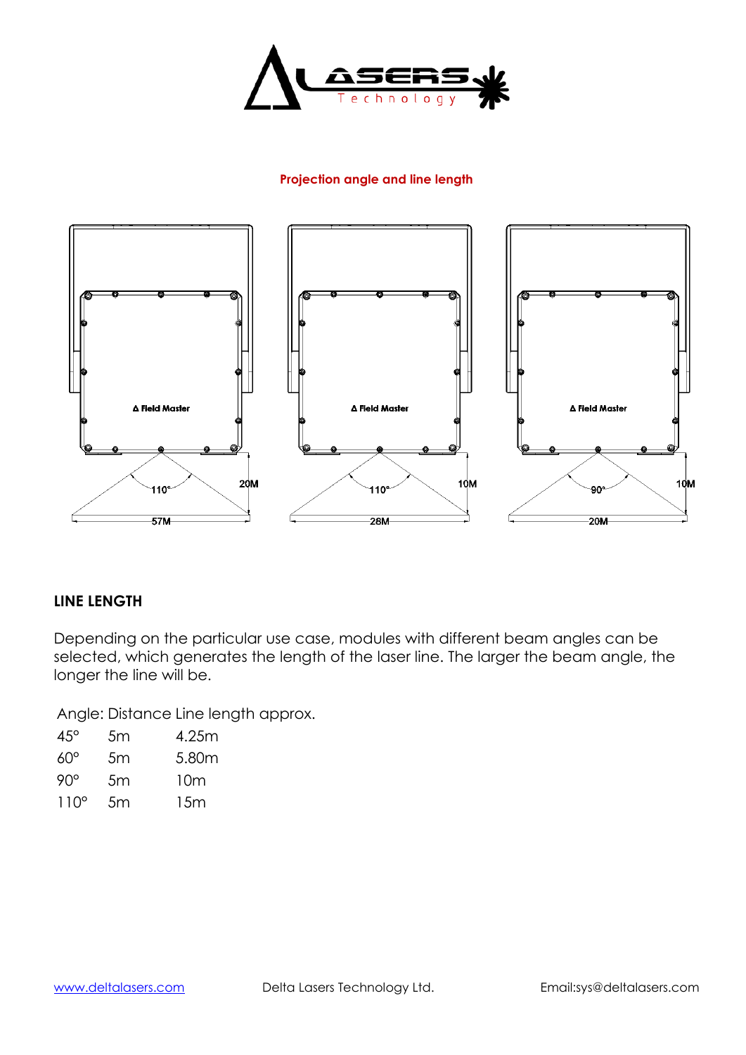**Projection angle and line length**

Δ Field Master — 110° — 20M — 57M

Δ Field Master — 110° — 10M — 28M

Δ Field Master — 90° — 10M — 20M

## LINE LENGTH

Depending on the particular use case, modules with different beam angles can be selected, which generates the length of the laser line. The larger the beam angle, the longer the line will be.

| Angle: | Distance | Line length approx. |
|---|---|---|
| 45° | 5m | 4.25m |
| 60° | 5m | 5.80m |
| 90° | 5m | 10m |
| 110° | 5m | 15m |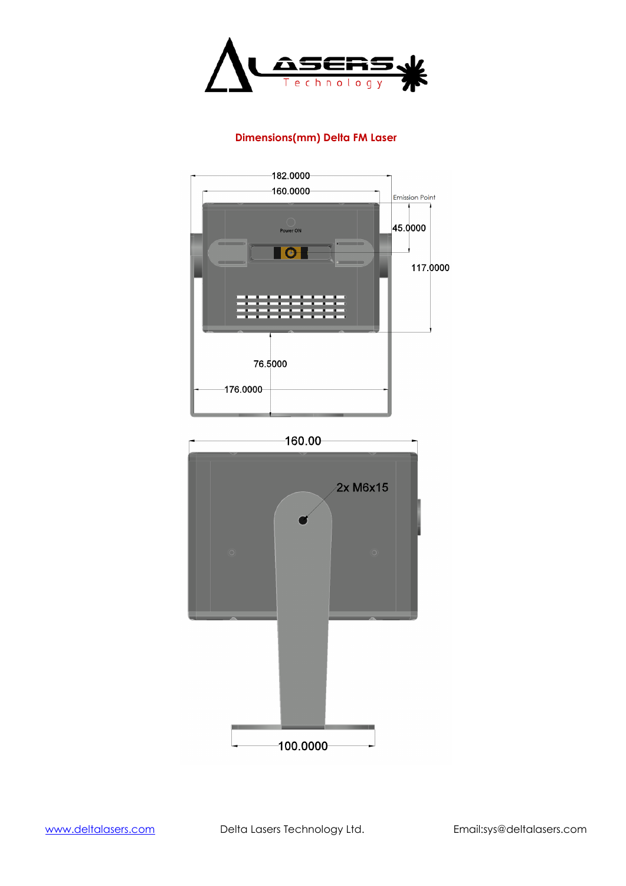## Dimensions(mm) Delta FM Laser

182.0000

160.0000

Emission Point

45.0000

117.0000

Power ON

76.5000

176.0000

160.00

2x M6x15

100.0000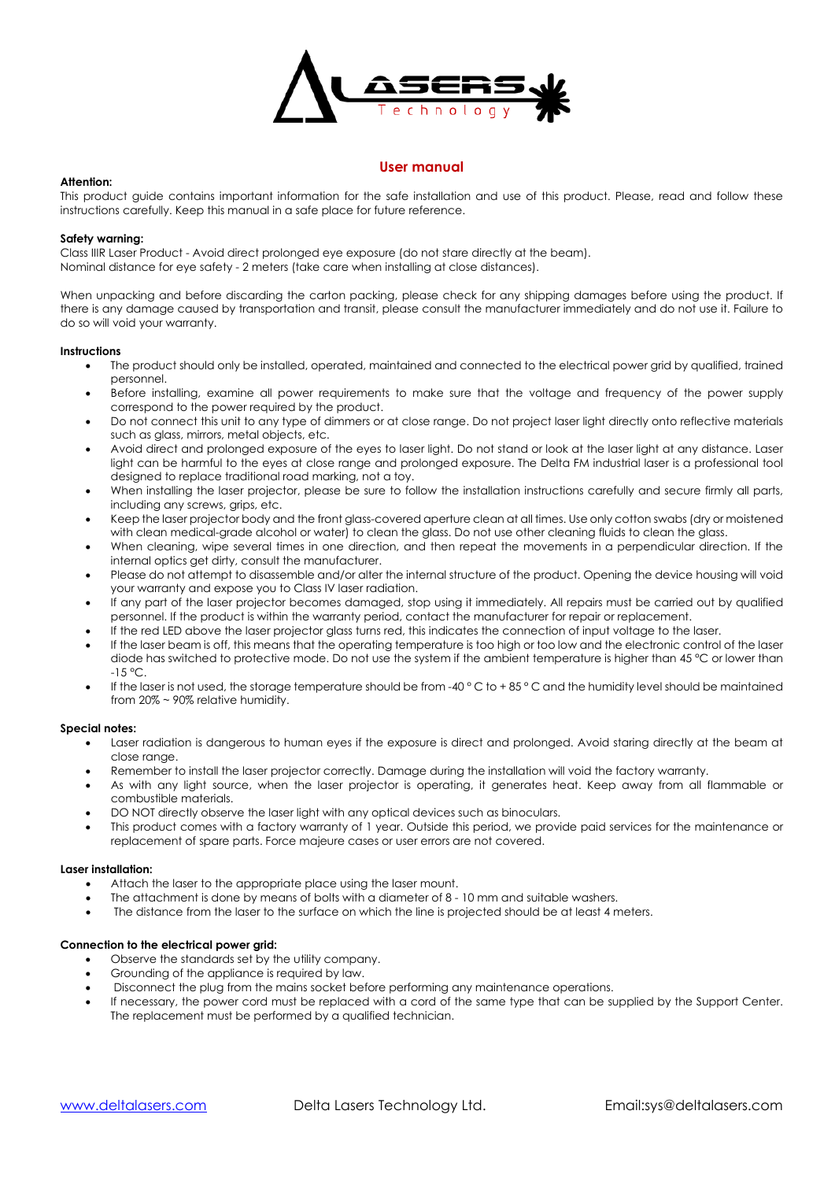# User manual

**Attention:**

This product guide contains important information for the safe installation and use of this product. Please, read and follow these instructions carefully. Keep this manual in a safe place for future reference.

**Safety warning:**

Class IIIR Laser Product - Avoid direct prolonged eye exposure (do not stare directly at the beam).
Nominal distance for eye safety - 2 meters (take care when installing at close distances).

When unpacking and before discarding the carton packing, please check for any shipping damages before using the product. If there is any damage caused by transportation and transit, please consult the manufacturer immediately and do not use it. Failure to do so will void your warranty.

**Instructions**

- The product should only be installed, operated, maintained and connected to the electrical power grid by qualified, trained personnel.
- Before installing, examine all power requirements to make sure that the voltage and frequency of the power supply correspond to the power required by the product.
- Do not connect this unit to any type of dimmers or at close range. Do not project laser light directly onto reflective materials such as glass, mirrors, metal objects, etc.
- Avoid direct and prolonged exposure of the eyes to laser light. Do not stand or look at the laser light at any distance. Laser light can be harmful to the eyes at close range and prolonged exposure. The Delta FM industrial laser is a professional tool designed to replace traditional road marking, not a toy.
- When installing the laser projector, please be sure to follow the installation instructions carefully and secure firmly all parts, including any screws, grips, etc.
- Keep the laser projector body and the front glass-covered aperture clean at all times. Use only cotton swabs (dry or moistened with clean medical-grade alcohol or water) to clean the glass. Do not use other cleaning fluids to clean the glass.
- When cleaning, wipe several times in one direction, and then repeat the movements in a perpendicular direction. If the internal optics get dirty, consult the manufacturer.
- Please do not attempt to disassemble and/or alter the internal structure of the product. Opening the device housing will void your warranty and expose you to Class IV laser radiation.
- If any part of the laser projector becomes damaged, stop using it immediately. All repairs must be carried out by qualified personnel. If the product is within the warranty period, contact the manufacturer for repair or replacement.
- If the red LED above the laser projector glass turns red, this indicates the connection of input voltage to the laser.
- If the laser beam is off, this means that the operating temperature is too high or too low and the electronic control of the laser diode has switched to protective mode. Do not use the system if the ambient temperature is higher than 45 °C or lower than -15 °C.
- If the laser is not used, the storage temperature should be from -40 ° C to + 85 ° C and the humidity level should be maintained from 20% ~ 90% relative humidity.

**Special notes:**

- Laser radiation is dangerous to human eyes if the exposure is direct and prolonged. Avoid staring directly at the beam at close range.
- Remember to install the laser projector correctly. Damage during the installation will void the factory warranty.
- As with any light source, when the laser projector is operating, it generates heat. Keep away from all flammable or combustible materials.
- DO NOT directly observe the laser light with any optical devices such as binoculars.
- This product comes with a factory warranty of 1 year. Outside this period, we provide paid services for the maintenance or replacement of spare parts. Force majeure cases or user errors are not covered.

**Laser installation:**

- Attach the laser to the appropriate place using the laser mount.
- The attachment is done by means of bolts with a diameter of 8 - 10 mm and suitable washers.
- The distance from the laser to the surface on which the line is projected should be at least 4 meters.

**Connection to the electrical power grid:**

- Observe the standards set by the utility company.
- Grounding of the appliance is required by law.
- Disconnect the plug from the mains socket before performing any maintenance operations.
- If necessary, the power cord must be replaced with a cord of the same type that can be supplied by the Support Center. The replacement must be performed by a qualified technician.

www.deltalasers.com Delta Lasers Technology Ltd. Email:sys@deltalasers.com